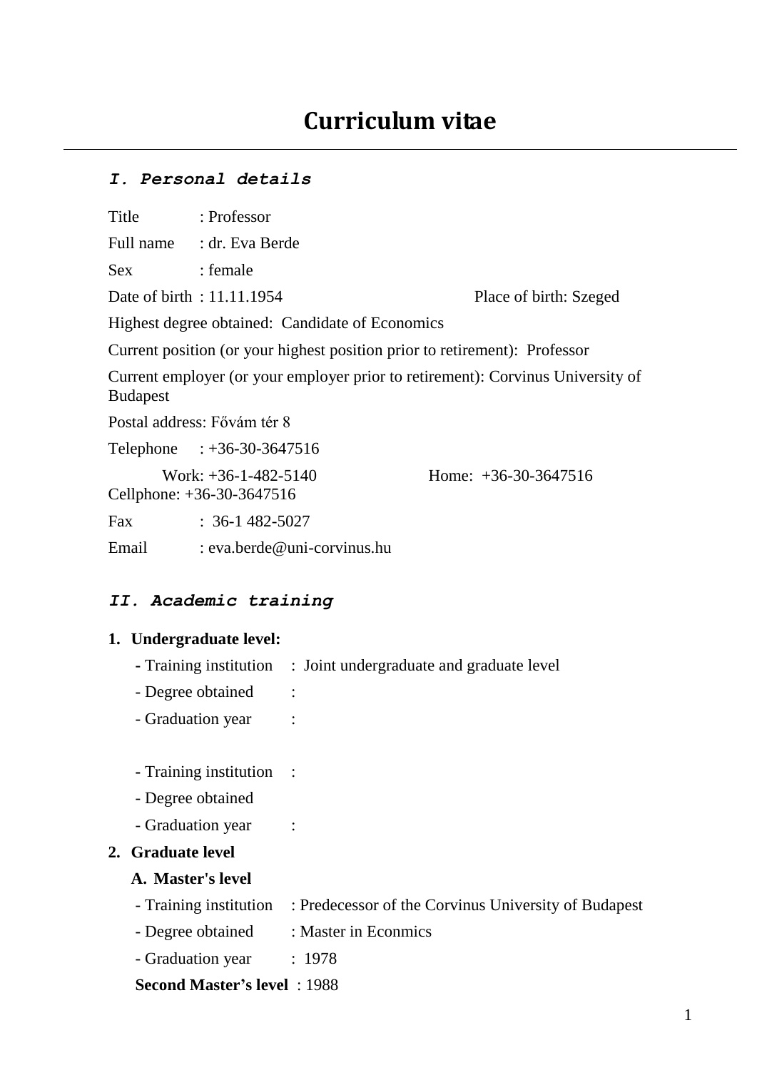# Curriculum vitae

## *I. Personal details*

Title : Professor

Full name : dr. Eva Berde

Sex : female

Date of birth : 11.11.1954 Place of birth: Szeged

Highest degree obtained: Candidate of Economics

Current position (or your highest position prior to retirement): Professor

Current employer (or your employer prior to retirement): Corvinus University of Budapest

Postal address: Fővám tér 8

Telephone : +36-30-3647516

Work: +36-1-482-5140 Home: +36-30-3647516
Cellphone: +36-30-3647516

Fax : 36-1 482-5027

Email : eva.berde@uni-corvinus.hu

## *II. Academic training*

1. **Undergraduate level:**
   - Training institution : Joint undergraduate and graduate level
   - Degree obtained :
   - Graduation year :

   - Training institution :
   - Degree obtained
   - Graduation year :

2. **Graduate level**

   **A. Master's level**
   - Training institution : Predecessor of the Corvinus University of Budapest
   - Degree obtained : Master in Econmics
   - Graduation year : 1978

   **Second Master's level** : 1988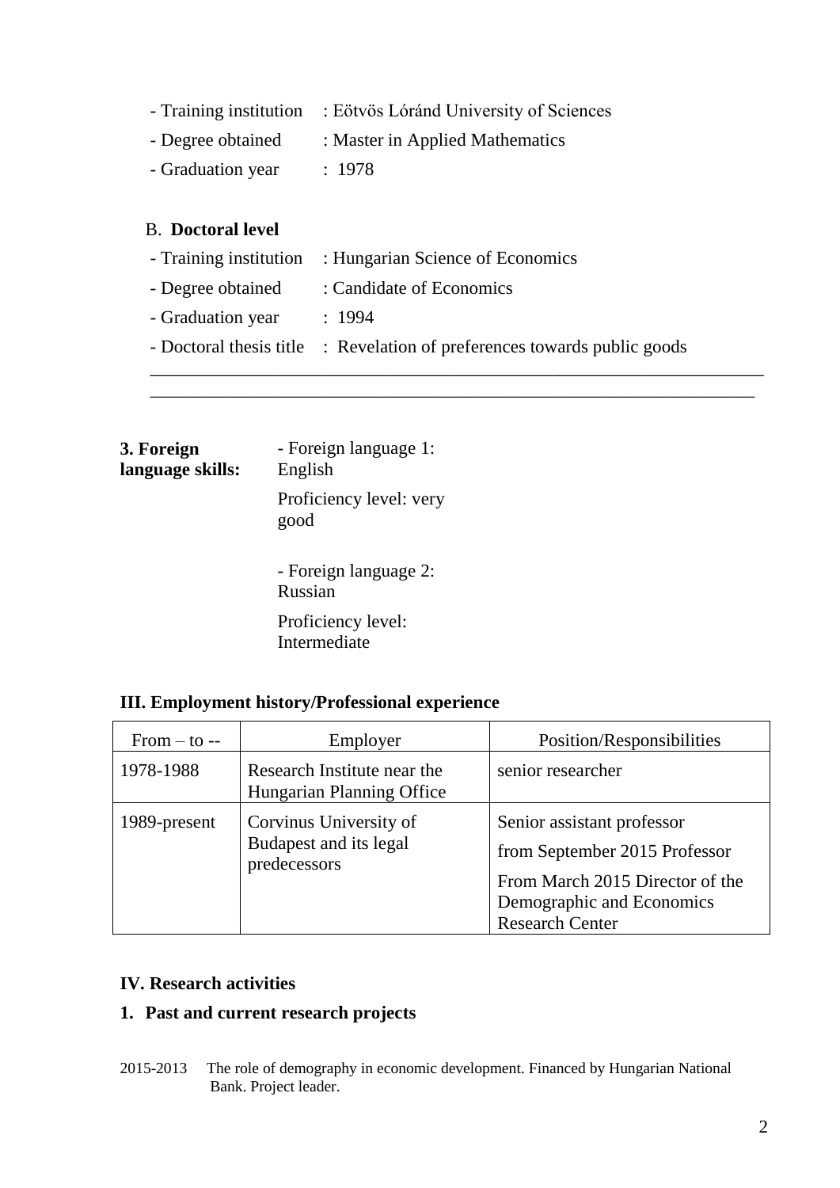- Training institution : Eötvös Lóránd University of Sciences
- Degree obtained : Master in Applied Mathematics
- Graduation year : 1978

B. **Doctoral level**

- Training institution : Hungarian Science of Economics
- Degree obtained : Candidate of Economics
- Graduation year : 1994
- Doctoral thesis title : Revelation of preferences towards public goods

**3. Foreign language skills:**

- Foreign language 1: English
  Proficiency level: very good

- Foreign language 2: Russian
  Proficiency level: Intermediate

**III. Employment history/Professional experience**

| From – to -- | Employer | Position/Responsibilities |
|---|---|---|
| 1978-1988 | Research Institute near the Hungarian Planning Office | senior researcher |
| 1989-present | Corvinus University of Budapest and its legal predecessors | Senior assistant professor<br>from September 2015 Professor<br>From March 2015 Director of the Demographic and Economics Research Center |

**IV. Research activities**

**1. Past and current research projects**

2015-2013 The role of demography in economic development. Financed by Hungarian National Bank. Project leader.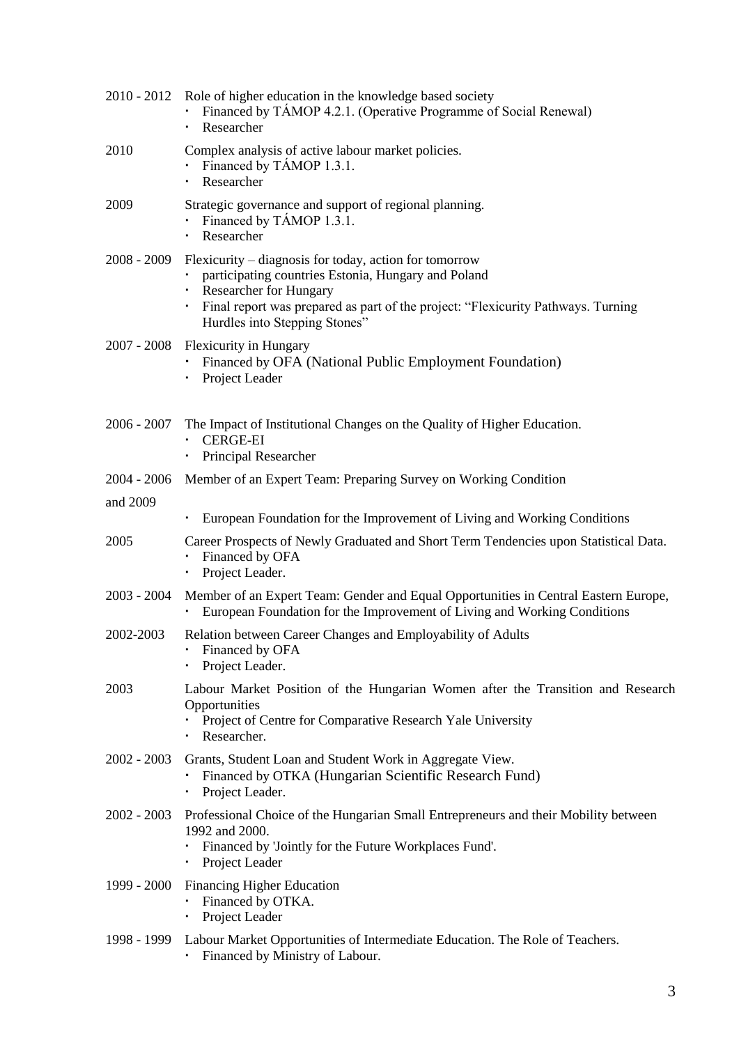2010 - 2012 Role of higher education in the knowledge based society
- Financed by TÁMOP 4.2.1. (Operative Programme of Social Renewal)
- Researcher

2010 Complex analysis of active labour market policies.
- Financed by TÁMOP 1.3.1.
- Researcher

2009 Strategic governance and support of regional planning.
- Financed by TÁMOP 1.3.1.
- Researcher

2008 - 2009 Flexicurity – diagnosis for today, action for tomorrow
- participating countries Estonia, Hungary and Poland
- Researcher for Hungary
- Final report was prepared as part of the project: "Flexicurity Pathways. Turning Hurdles into Stepping Stones"

2007 - 2008 Flexicurity in Hungary
- Financed by OFA (National Public Employment Foundation)
- Project Leader

2006 - 2007 The Impact of Institutional Changes on the Quality of Higher Education.
- CERGE-EI
- Principal Researcher

2004 - 2006 and 2009 Member of an Expert Team: Preparing Survey on Working Condition
- European Foundation for the Improvement of Living and Working Conditions

2005 Career Prospects of Newly Graduated and Short Term Tendencies upon Statistical Data.
- Financed by OFA
- Project Leader.

2003 - 2004 Member of an Expert Team: Gender and Equal Opportunities in Central Eastern Europe,
- European Foundation for the Improvement of Living and Working Conditions

2002-2003 Relation between Career Changes and Employability of Adults
- Financed by OFA
- Project Leader.

2003 Labour Market Position of the Hungarian Women after the Transition and Research Opportunities
- Project of Centre for Comparative Research Yale University
- Researcher.

2002 - 2003 Grants, Student Loan and Student Work in Aggregate View.
- Financed by OTKA (Hungarian Scientific Research Fund)
- Project Leader.

2002 - 2003 Professional Choice of the Hungarian Small Entrepreneurs and their Mobility between 1992 and 2000.
- Financed by 'Jointly for the Future Workplaces Fund'.
- Project Leader

1999 - 2000 Financing Higher Education
- Financed by OTKA.
- Project Leader

1998 - 1999 Labour Market Opportunities of Intermediate Education. The Role of Teachers.
- Financed by Ministry of Labour.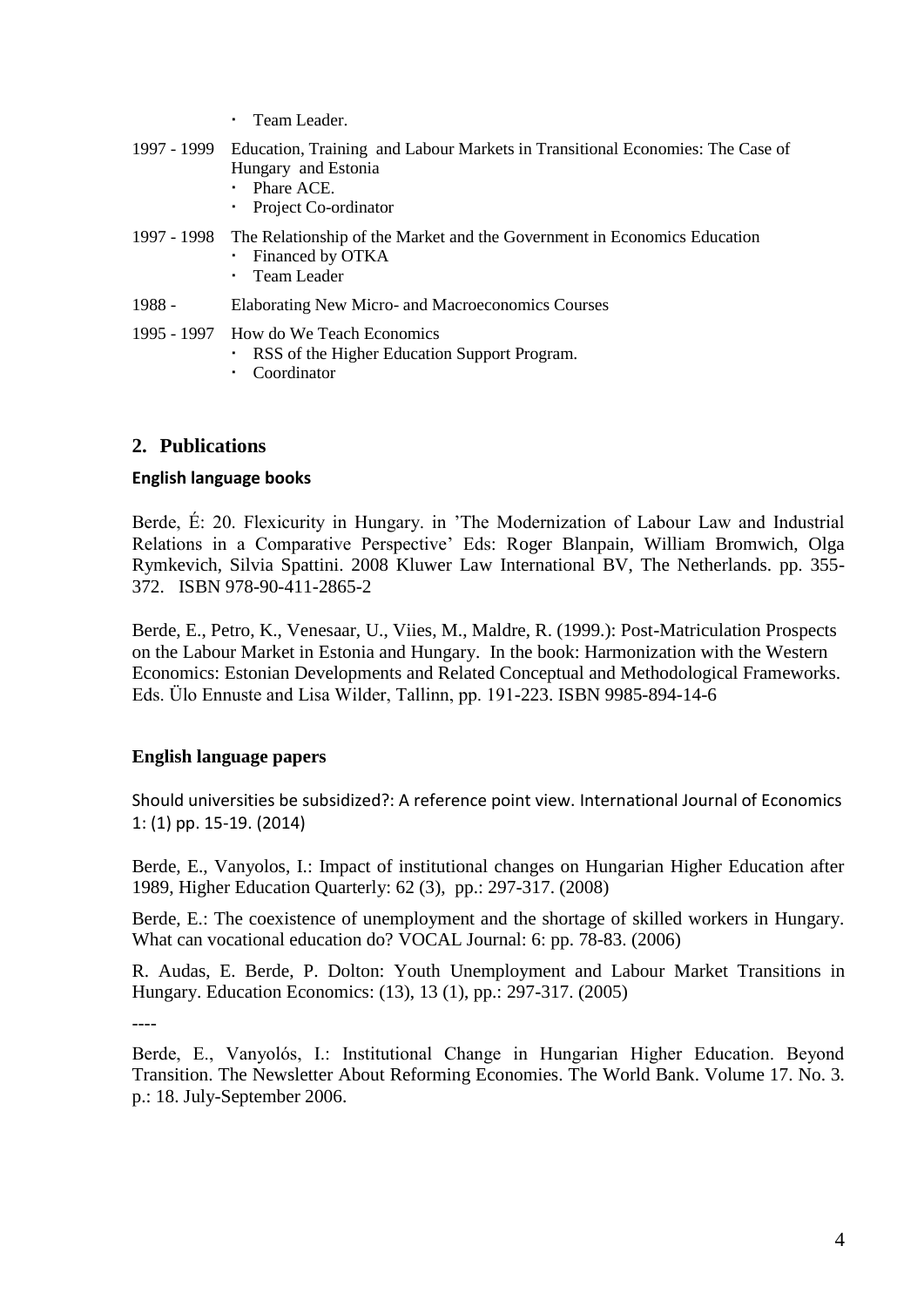- Team Leader.

1997 - 1999 Education, Training and Labour Markets in Transitional Economies: The Case of Hungary and Estonia
- Phare ACE.
- Project Co-ordinator

1997 - 1998 The Relationship of the Market and the Government in Economics Education
- Financed by OTKA
- Team Leader

1988 - Elaborating New Micro- and Macroeconomics Courses

1995 - 1997 How do We Teach Economics
- RSS of the Higher Education Support Program.
- Coordinator

## 2. Publications

### English language books

Berde, É: 20. Flexicurity in Hungary. in 'The Modernization of Labour Law and Industrial Relations in a Comparative Perspective' Eds: Roger Blanpain, William Bromwich, Olga Rymkevich, Silvia Spattini. 2008 Kluwer Law International BV, The Netherlands. pp. 355-372. ISBN 978-90-411-2865-2

Berde, E., Petro, K., Venesaar, U., Viies, M., Maldre, R. (1999.): Post-Matriculation Prospects on the Labour Market in Estonia and Hungary. In the book: Harmonization with the Western Economics: Estonian Developments and Related Conceptual and Methodological Frameworks. Eds. Ülo Ennuste and Lisa Wilder, Tallinn, pp. 191-223. ISBN 9985-894-14-6

### English language papers

Should universities be subsidized?: A reference point view. International Journal of Economics 1: (1) pp. 15-19. (2014)

Berde, E., Vanyolos, I.: Impact of institutional changes on Hungarian Higher Education after 1989, Higher Education Quarterly: 62 (3), pp.: 297-317. (2008)

Berde, E.: The coexistence of unemployment and the shortage of skilled workers in Hungary. What can vocational education do? VOCAL Journal: 6: pp. 78-83. (2006)

R. Audas, E. Berde, P. Dolton: Youth Unemployment and Labour Market Transitions in Hungary. Education Economics: (13), 13 (1), pp.: 297-317. (2005)

----

Berde, E., Vanyolós, I.: Institutional Change in Hungarian Higher Education. Beyond Transition. The Newsletter About Reforming Economies. The World Bank. Volume 17. No. 3. p.: 18. July-September 2006.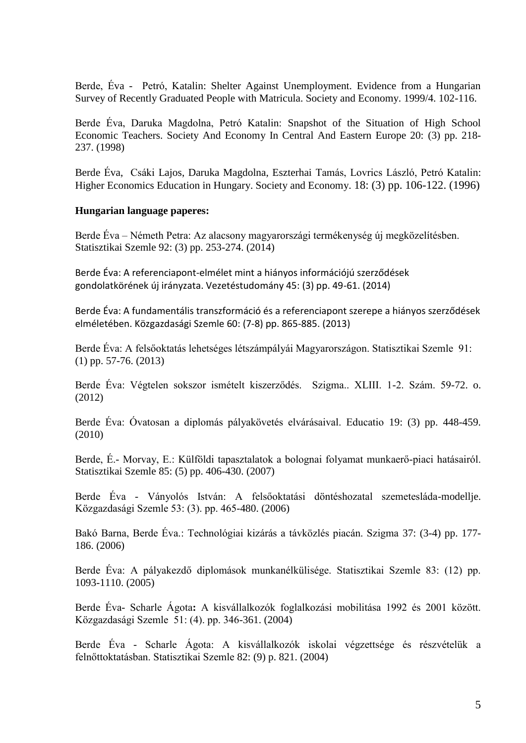Berde, Éva - Petró, Katalin: Shelter Against Unemployment. Evidence from a Hungarian Survey of Recently Graduated People with Matricula. Society and Economy. 1999/4. 102-116.

Berde Éva, Daruka Magdolna, Petró Katalin: Snapshot of the Situation of High School Economic Teachers. Society And Economy In Central And Eastern Europe 20: (3) pp. 218-237. (1998)

Berde Éva, Csáki Lajos, Daruka Magdolna, Eszterhai Tamás, Lovrics László, Petró Katalin: Higher Economics Education in Hungary. Society and Economy. 18: (3) pp. 106-122. (1996)

**Hungarian language paperes:**

Berde Éva – Németh Petra: Az alacsony magyarországi termékenység új megközelítésben. Statisztikai Szemle 92: (3) pp. 253-274. (2014)

Berde Éva: A referenciapont-elmélet mint a hiányos információjú szerződések gondolatkörének új irányzata. Vezetéstudomány 45: (3) pp. 49-61. (2014)

Berde Éva: A fundamentális transzformáció és a referenciapont szerepe a hiányos szerződések elméletében. Közgazdasági Szemle 60: (7-8) pp. 865-885. (2013)

Berde Éva: A felsőoktatás lehetséges létszámpályái Magyarországon. Statisztikai Szemle 91: (1) pp. 57-76. (2013)

Berde Éva: Végtelen sokszor ismételt kiszerződés. Szigma.. XLIII. 1-2. Szám. 59-72. o. (2012)

Berde Éva: Óvatosan a diplomás pályakövetés elvárásaival. Educatio 19: (3) pp. 448-459. (2010)

Berde, É.- Morvay, E.: Külföldi tapasztalatok a bolognai folyamat munkaerő-piaci hatásairól. Statisztikai Szemle 85: (5) pp. 406-430. (2007)

Berde Éva - Ványolós István: A felsőoktatási döntéshozatal szemetesláda-modellje. Közgazdasági Szemle 53: (3). pp. 465-480. (2006)

Bakó Barna, Berde Éva.: Technológiai kizárás a távközlés piacán. Szigma 37: (3-4) pp. 177-186. (2006)

Berde Éva: A pályakezdő diplomások munkanélkülisége. Statisztikai Szemle 83: (12) pp. 1093-1110. (2005)

Berde Éva- Scharle Ágota**:** A kisvállalkozók foglalkozási mobilitása 1992 és 2001 között. Közgazdasági Szemle 51: (4). pp. 346-361. (2004)

Berde Éva - Scharle Ágota: A kisvállalkozók iskolai végzettsége és részvételük a felnőttoktatásban. Statisztikai Szemle 82: (9) p. 821. (2004)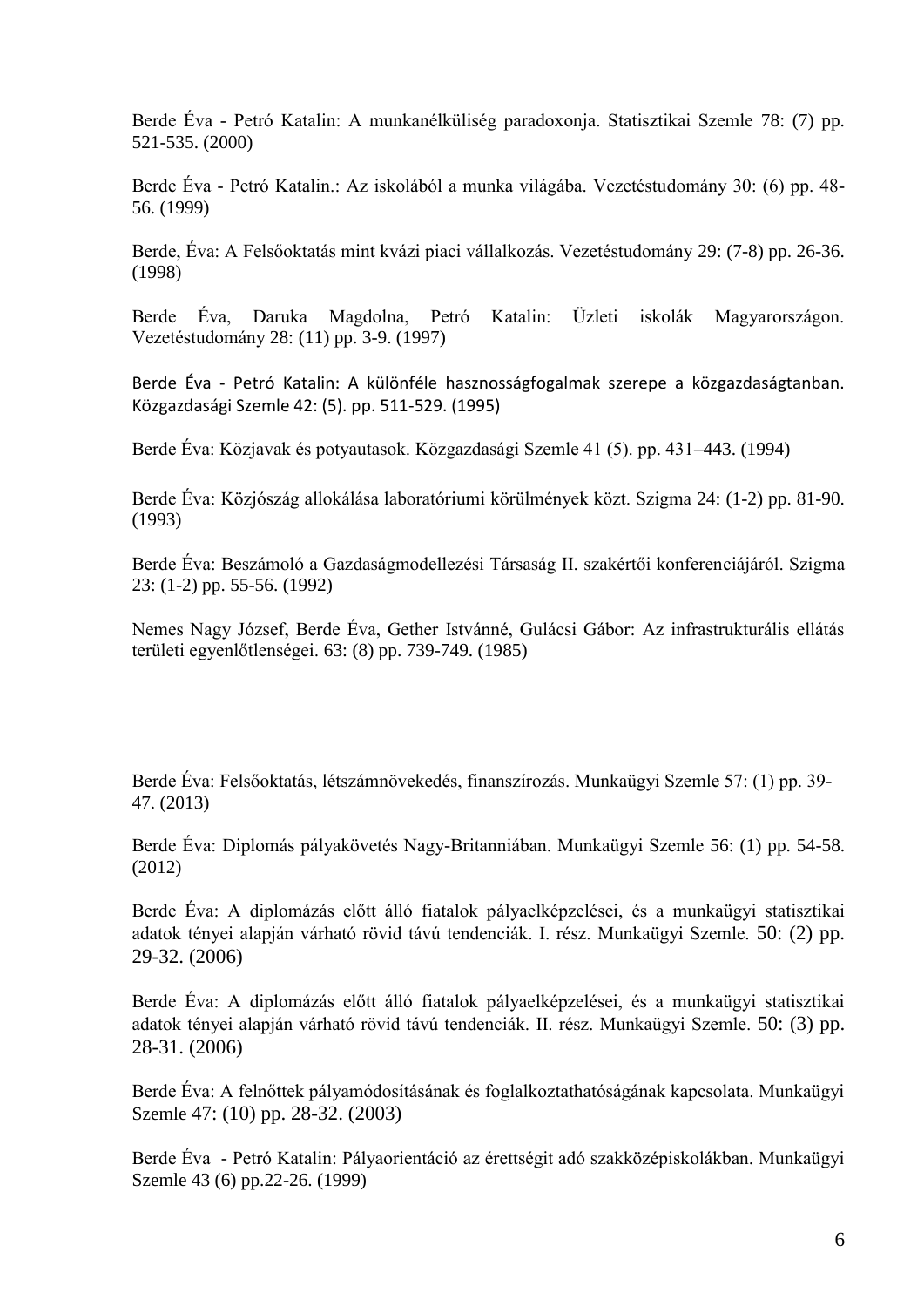Berde Éva - Petró Katalin: A munkanélküliség paradoxonja. Statisztikai Szemle 78: (7) pp. 521-535. (2000)

Berde Éva - Petró Katalin.: Az iskolából a munka világába. Vezetéstudomány 30: (6) pp. 48-56. (1999)

Berde, Éva: A Felsőoktatás mint kvázi piaci vállalkozás. Vezetéstudomány 29: (7-8) pp. 26-36. (1998)

Berde Éva, Daruka Magdolna, Petró Katalin: Üzleti iskolák Magyarországon. Vezetéstudomány 28: (11) pp. 3-9. (1997)

Berde Éva - Petró Katalin: A különféle hasznosságfogalmak szerepe a közgazdaságtanban. Közgazdasági Szemle 42: (5). pp. 511-529. (1995)

Berde Éva: Közjavak és potyautasok. Közgazdasági Szemle 41 (5). pp. 431–443. (1994)

Berde Éva: Közjószág allokálása laboratóriumi körülmények közt. Szigma 24: (1-2) pp. 81-90. (1993)

Berde Éva: Beszámoló a Gazdaságmodellezési Társaság II. szakértői konferenciájáról. Szigma 23: (1-2) pp. 55-56. (1992)

Nemes Nagy József, Berde Éva, Gether Istvánné, Gulácsi Gábor: Az infrastrukturális ellátás területi egyenlőtlenségei. 63: (8) pp. 739-749. (1985)

Berde Éva: Felsőoktatás, létszámnövekedés, finanszírozás. Munkaügyi Szemle 57: (1) pp. 39-47. (2013)

Berde Éva: Diplomás pályakövetés Nagy-Britanniában. Munkaügyi Szemle 56: (1) pp. 54-58. (2012)

Berde Éva: A diplomázás előtt álló fiatalok pályaelképzelései, és a munkaügyi statisztikai adatok tényei alapján várható rövid távú tendenciák. I. rész. Munkaügyi Szemle. 50: (2) pp. 29-32. (2006)

Berde Éva: A diplomázás előtt álló fiatalok pályaelképzelései, és a munkaügyi statisztikai adatok tényei alapján várható rövid távú tendenciák. II. rész. Munkaügyi Szemle. 50: (3) pp. 28-31. (2006)

Berde Éva: A felnőttek pályamódosításának és foglalkoztathatóságának kapcsolata. Munkaügyi Szemle 47: (10) pp. 28-32. (2003)

Berde Éva - Petró Katalin: Pályaorientáció az érettségit adó szakközépiskolákban. Munkaügyi Szemle 43 (6) pp.22-26. (1999)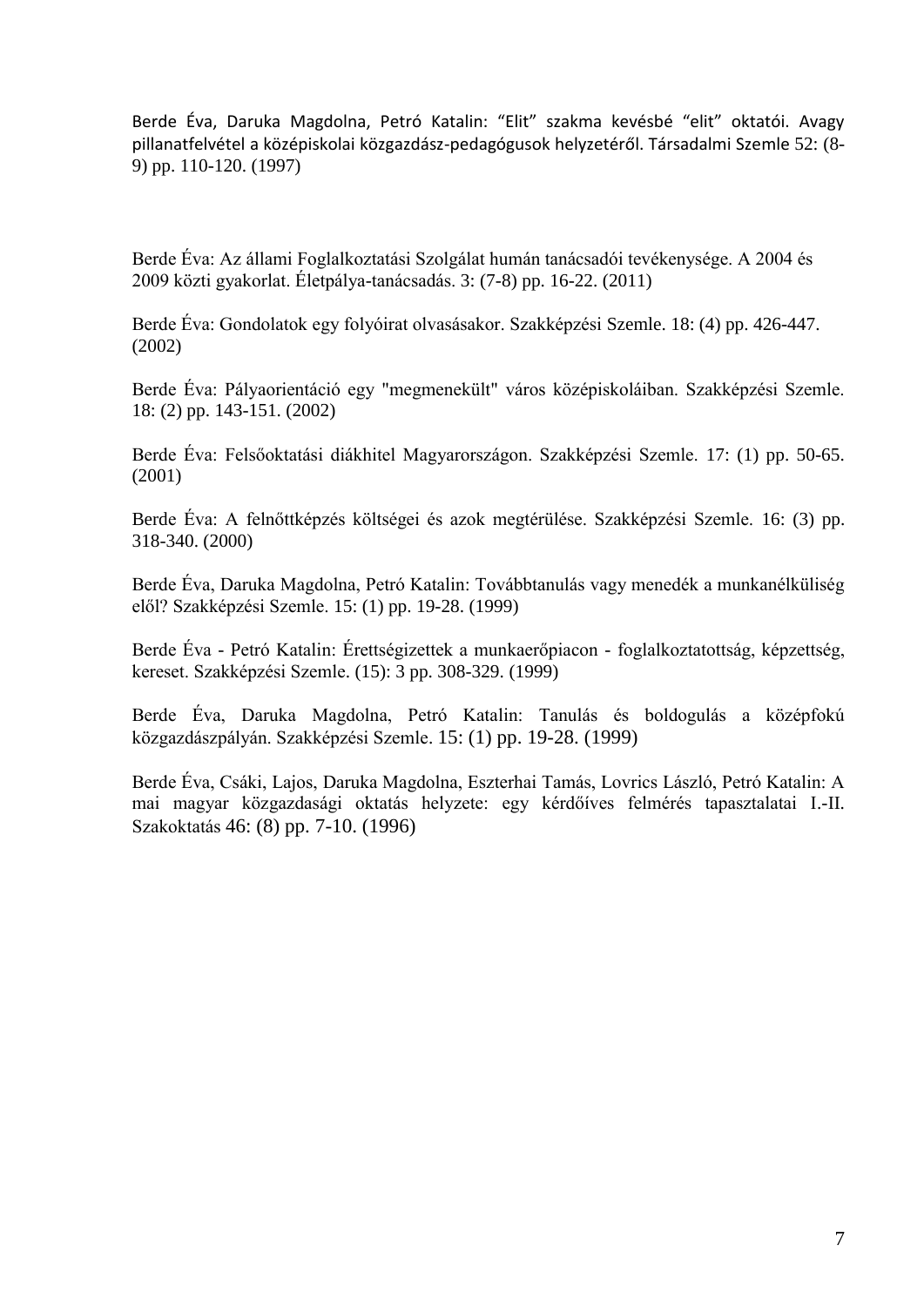Berde Éva, Daruka Magdolna, Petró Katalin: “Elit” szakma kevésbé “elit” oktatói. Avagy pillanatfelvétel a középiskolai közgazdász-pedagógusok helyzetéről. Társadalmi Szemle 52: (8-9) pp. 110-120. (1997)

Berde Éva: Az állami Foglalkoztatási Szolgálat humán tanácsadói tevékenysége. A 2004 és 2009 közti gyakorlat. Életpálya-tanácsadás. 3: (7-8) pp. 16-22. (2011)

Berde Éva: Gondolatok egy folyóirat olvasásakor. Szakképzési Szemle. 18: (4) pp. 426-447. (2002)

Berde Éva: Pályaorientáció egy "megmenekült" város középiskoláiban. Szakképzési Szemle. 18: (2) pp. 143-151. (2002)

Berde Éva: Felsőoktatási diákhitel Magyarországon. Szakképzési Szemle. 17: (1) pp. 50-65. (2001)

Berde Éva: A felnőttképzés költségei és azok megtérülése. Szakképzési Szemle. 16: (3) pp. 318-340. (2000)

Berde Éva, Daruka Magdolna, Petró Katalin: Továbbtanulás vagy menedék a munkanélküliség elől? Szakképzési Szemle. 15: (1) pp. 19-28. (1999)

Berde Éva - Petró Katalin: Érettségizettek a munkaerőpiacon - foglalkoztatottság, képzettség, kereset. Szakképzési Szemle. (15): 3 pp. 308-329. (1999)

Berde Éva, Daruka Magdolna, Petró Katalin: Tanulás és boldogulás a középfokú közgazdászpályán. Szakképzési Szemle. 15: (1) pp. 19-28. (1999)

Berde Éva, Csáki, Lajos, Daruka Magdolna, Eszterhai Tamás, Lovrics László, Petró Katalin: A mai magyar közgazdasági oktatás helyzete: egy kérdőíves felmérés tapasztalatai I.-II. Szakoktatás 46: (8) pp. 7-10. (1996)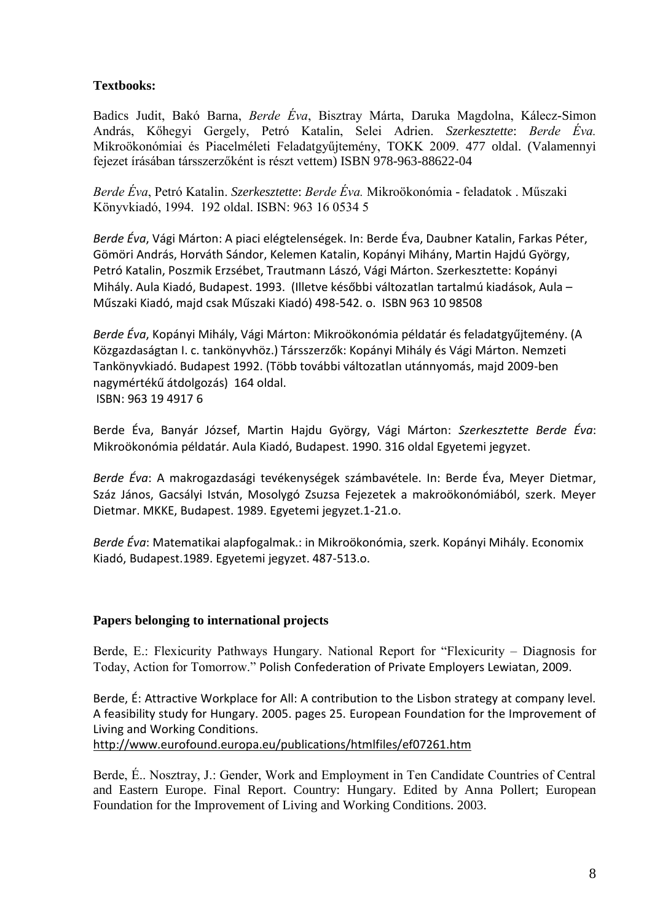**Textbooks:**

Badics Judit, Bakó Barna, *Berde Éva*, Bisztray Márta, Daruka Magdolna, Kálecz-Simon András, Kőhegyi Gergely, Petró Katalin, Selei Adrien. *Szerkesztette*: *Berde Éva.* Mikroökonómiai és Piacelméleti Feladatgyűjtemény, TOKK 2009. 477 oldal. (Valamennyi fejezet írásában társszerzőként is részt vettem) ISBN 978-963-88622-04

*Berde Éva*, Petró Katalin. *Szerkesztette*: *Berde Éva.* Mikroökonómia - feladatok . Műszaki Könyvkiadó, 1994. 192 oldal. ISBN: 963 16 0534 5

*Berde Éva*, Vági Márton: A piaci elégtelenségek. In: Berde Éva, Daubner Katalin, Farkas Péter, Gömöri András, Horváth Sándor, Kelemen Katalin, Kopányi Mihány, Martin Hajdú György, Petró Katalin, Poszmik Erzsébet, Trautmann Lászó, Vági Márton. Szerkesztette: Kopányi Mihály. Aula Kiadó, Budapest. 1993. (Illetve későbbi változatlan tartalmú kiadások, Aula – Műszaki Kiadó, majd csak Műszaki Kiadó) 498-542. o. ISBN 963 10 98508

*Berde Éva*, Kopányi Mihály, Vági Márton: Mikroökonómia példatár és feladatgyűjtemény. (A Közgazdaságtan I. c. tankönyvhöz.) Társszerzők: Kopányi Mihály és Vági Márton. Nemzeti Tankönyvkiadó. Budapest 1992. (Több további változatlan utánnyomás, majd 2009-ben nagymértékű átdolgozás) 164 oldal.
ISBN: 963 19 4917 6

Berde Éva, Banyár József, Martin Hajdu György, Vági Márton: *Szerkesztette Berde Éva*: Mikroökonómia példatár. Aula Kiadó, Budapest. 1990. 316 oldal Egyetemi jegyzet.

*Berde Éva*: A makrogazdasági tevékenységek számbavétele. In: Berde Éva, Meyer Dietmar, Száz János, Gacsályi István, Mosolygó Zsuzsa Fejezetek a makroökonómiából, szerk. Meyer Dietmar. MKKE, Budapest. 1989. Egyetemi jegyzet.1-21.o.

*Berde Éva*: Matematikai alapfogalmak.: in Mikroökonómia, szerk. Kopányi Mihály. Economix Kiadó, Budapest.1989. Egyetemi jegyzet. 487-513.o.

**Papers belonging to international projects**

Berde, E.: Flexicurity Pathways Hungary. National Report for "Flexicurity – Diagnosis for Today, Action for Tomorrow." Polish Confederation of Private Employers Lewiatan, 2009.

Berde, É: Attractive Workplace for All: A contribution to the Lisbon strategy at company level. A feasibility study for Hungary. 2005. pages 25. European Foundation for the Improvement of Living and Working Conditions.
http://www.eurofound.europa.eu/publications/htmlfiles/ef07261.htm

Berde, É.. Nosztray, J.: Gender, Work and Employment in Ten Candidate Countries of Central and Eastern Europe. Final Report. Country: Hungary. Edited by Anna Pollert; European Foundation for the Improvement of Living and Working Conditions. 2003.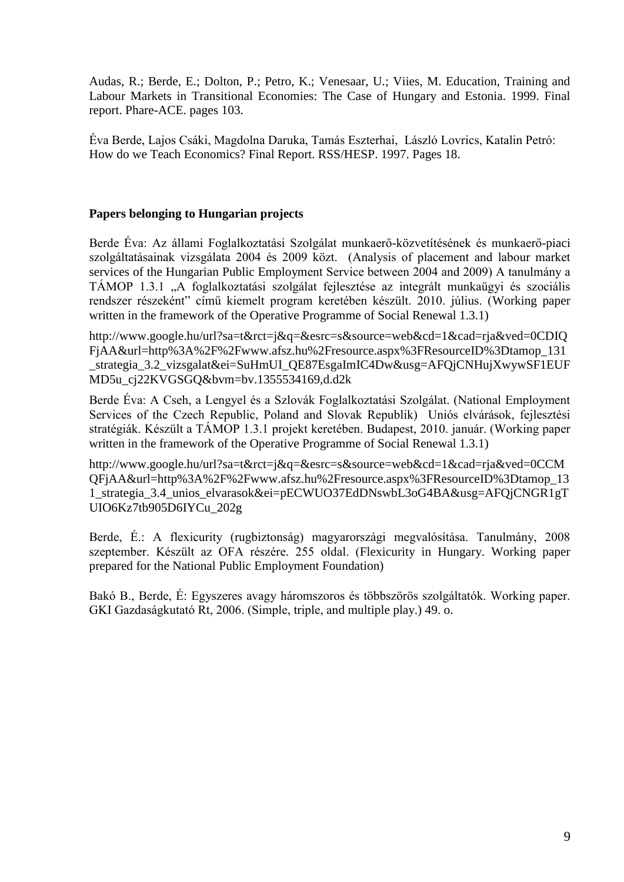Audas, R.; Berde, E.; Dolton, P.; Petro, K.; Venesaar, U.; Viies, M. Education, Training and Labour Markets in Transitional Economies: The Case of Hungary and Estonia. 1999. Final report. Phare-ACE. pages 103.

Éva Berde, Lajos Csáki, Magdolna Daruka, Tamás Eszterhai, László Lovrics, Katalin Petró: How do we Teach Economics? Final Report. RSS/HESP. 1997. Pages 18.

**Papers belonging to Hungarian projects**

Berde Éva: Az állami Foglalkoztatási Szolgálat munkaerő-közvetítésének és munkaerő-piaci szolgáltatásainak vizsgálata 2004 és 2009 közt. (Analysis of placement and labour market services of the Hungarian Public Employment Service between 2004 and 2009) A tanulmány a TÁMOP 1.3.1 „A foglalkoztatási szolgálat fejlesztése az integrált munkaügyi és szociális rendszer részeként" című kiemelt program keretében készült. 2010. július. (Working paper written in the framework of the Operative Programme of Social Renewal 1.3.1)

http://www.google.hu/url?sa=t&rct=j&q=&esrc=s&source=web&cd=1&cad=rja&ved=0CDIQFjAA&url=http%3A%2F%2Fwww.afsz.hu%2Fresource.aspx%3FResourceID%3Dtamop_131_strategia_3.2_vizsgalat&ei=SuHmUI_QE87EsgaImIC4Dw&usg=AFQjCNHujXwywSF1EUFMD5u_cj22KVGSGQ&bvm=bv.1355534169,d.d2k

Berde Éva: A Cseh, a Lengyel és a Szlovák Foglalkoztatási Szolgálat. (National Employment Services of the Czech Republic, Poland and Slovak Republik) Uniós elvárások, fejlesztési stratégiák. Készült a TÁMOP 1.3.1 projekt keretében. Budapest, 2010. január. (Working paper written in the framework of the Operative Programme of Social Renewal 1.3.1)

http://www.google.hu/url?sa=t&rct=j&q=&esrc=s&source=web&cd=1&cad=rja&ved=0CCMQFjAA&url=http%3A%2F%2Fwww.afsz.hu%2Fresource.aspx%3FResourceID%3Dtamop_131_strategia_3.4_unios_elvarasok&ei=pECWUO37EdDNswbL3oG4BA&usg=AFQjCNGR1gTUIO6Kz7tb905D6IYCu_202g

Berde, É.: A flexicurity (rugbiztonság) magyarországi megvalósítása. Tanulmány, 2008 szeptember. Készült az OFA részére. 255 oldal. (Flexicurity in Hungary. Working paper prepared for the National Public Employment Foundation)

Bakó B., Berde, É: Egyszeres avagy háromszoros és többszörös szolgáltatók. Working paper. GKI Gazdaságkutató Rt, 2006. (Simple, triple, and multiple play.) 49. o.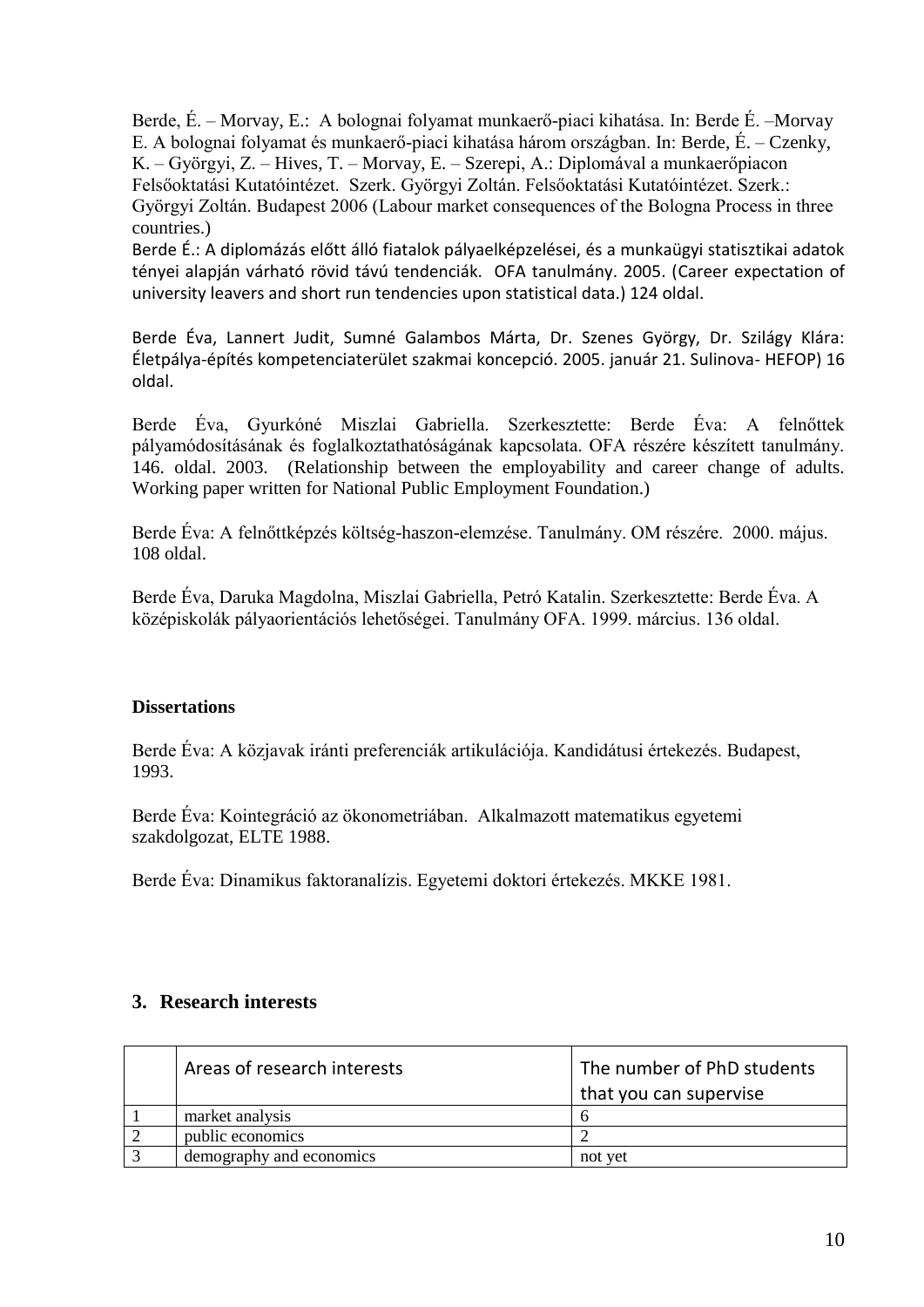Berde, É. – Morvay, E.: A bolognai folyamat munkaerő-piaci kihatása. In: Berde É. –Morvay E. A bolognai folyamat és munkaerő-piaci kihatása három országban. In: Berde, É. – Czenky, K. – Györgyi, Z. – Hives, T. – Morvay, E. – Szerepi, A.: Diplomával a munkaerőpiacon Felsőoktatási Kutatóintézet. Szerk. Györgyi Zoltán. Felsőoktatási Kutatóintézet. Szerk.: Györgyi Zoltán. Budapest 2006 (Labour market consequences of the Bologna Process in three countries.)

Berde É.: A diplomázás előtt álló fiatalok pályaelképzelései, és a munkaügyi statisztikai adatok tényei alapján várható rövid távú tendenciák. OFA tanulmány. 2005. (Career expectation of university leavers and short run tendencies upon statistical data.) 124 oldal.

Berde Éva, Lannert Judit, Sumné Galambos Márta, Dr. Szenes György, Dr. Szilágy Klára: Életpálya-építés kompetenciaterület szakmai koncepció. 2005. január 21. Sulinova- HEFOP) 16 oldal.

Berde Éva, Gyurkóné Miszlai Gabriella. Szerkesztette: Berde Éva: A felnőttek pályamódosításának és foglalkoztathatóságának kapcsolata. OFA részére készített tanulmány. 146. oldal. 2003. (Relationship between the employability and career change of adults. Working paper written for National Public Employment Foundation.)

Berde Éva: A felnőttképzés költség-haszon-elemzése. Tanulmány. OM részére. 2000. május. 108 oldal.

Berde Éva, Daruka Magdolna, Miszlai Gabriella, Petró Katalin. Szerkesztette: Berde Éva. A középiskolák pályaorientációs lehetőségei. Tanulmány OFA. 1999. március. 136 oldal.

**Dissertations**

Berde Éva: A közjavak iránti preferenciák artikulációja. Kandidátusi értekezés. Budapest, 1993.

Berde Éva: Kointegráció az ökonometriában. Alkalmazott matematikus egyetemi szakdolgozat, ELTE 1988.

Berde Éva: Dinamikus faktoranalízis. Egyetemi doktori értekezés. MKKE 1981.

## 3. Research interests

| | Areas of research interests | The number of PhD students that you can supervise |
|---|---|---|
| 1 | market analysis | 6 |
| 2 | public economics | 2 |
| 3 | demography and economics | not yet |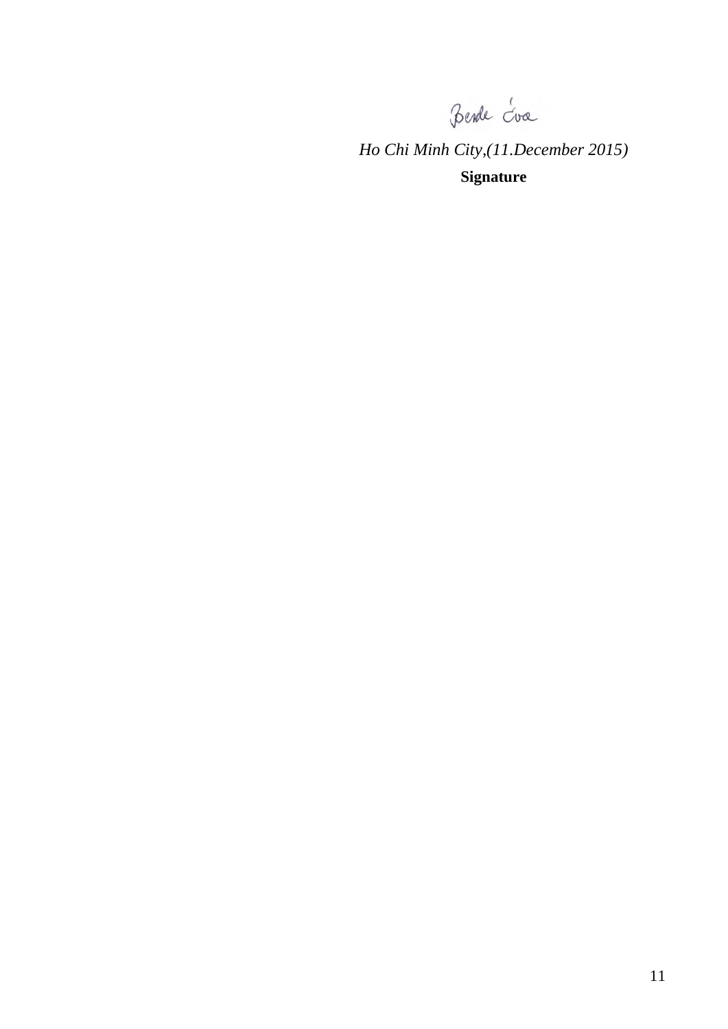Berde Éva

*Ho Chi Minh City,(11.December 2015)*

**Signature**